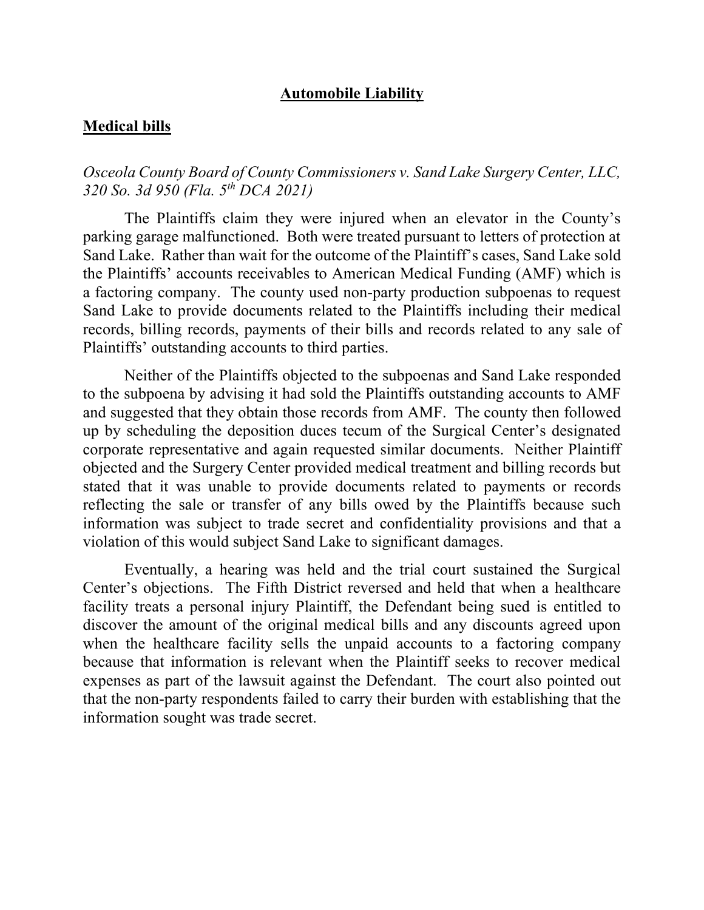# Automobile Liability

## Medical bills

*Osceola County Board of County Commissioners v. Sand Lake Surgery Center, LLC, 320 So. 3d 950 (Fla. 5th DCA 2021)*

The Plaintiffs claim they were injured when an elevator in the County's parking garage malfunctioned. Both were treated pursuant to letters of protection at Sand Lake. Rather than wait for the outcome of the Plaintiff's cases, Sand Lake sold the Plaintiffs' accounts receivables to American Medical Funding (AMF) which is a factoring company. The county used non-party production subpoenas to request Sand Lake to provide documents related to the Plaintiffs including their medical records, billing records, payments of their bills and records related to any sale of Plaintiffs' outstanding accounts to third parties.

Neither of the Plaintiffs objected to the subpoenas and Sand Lake responded to the subpoena by advising it had sold the Plaintiffs outstanding accounts to AMF and suggested that they obtain those records from AMF. The county then followed up by scheduling the deposition duces tecum of the Surgical Center's designated corporate representative and again requested similar documents. Neither Plaintiff objected and the Surgery Center provided medical treatment and billing records but stated that it was unable to provide documents related to payments or records reflecting the sale or transfer of any bills owed by the Plaintiffs because such information was subject to trade secret and confidentiality provisions and that a violation of this would subject Sand Lake to significant damages.

Eventually, a hearing was held and the trial court sustained the Surgical Center's objections. The Fifth District reversed and held that when a healthcare facility treats a personal injury Plaintiff, the Defendant being sued is entitled to discover the amount of the original medical bills and any discounts agreed upon when the healthcare facility sells the unpaid accounts to a factoring company because that information is relevant when the Plaintiff seeks to recover medical expenses as part of the lawsuit against the Defendant. The court also pointed out that the non-party respondents failed to carry their burden with establishing that the information sought was trade secret.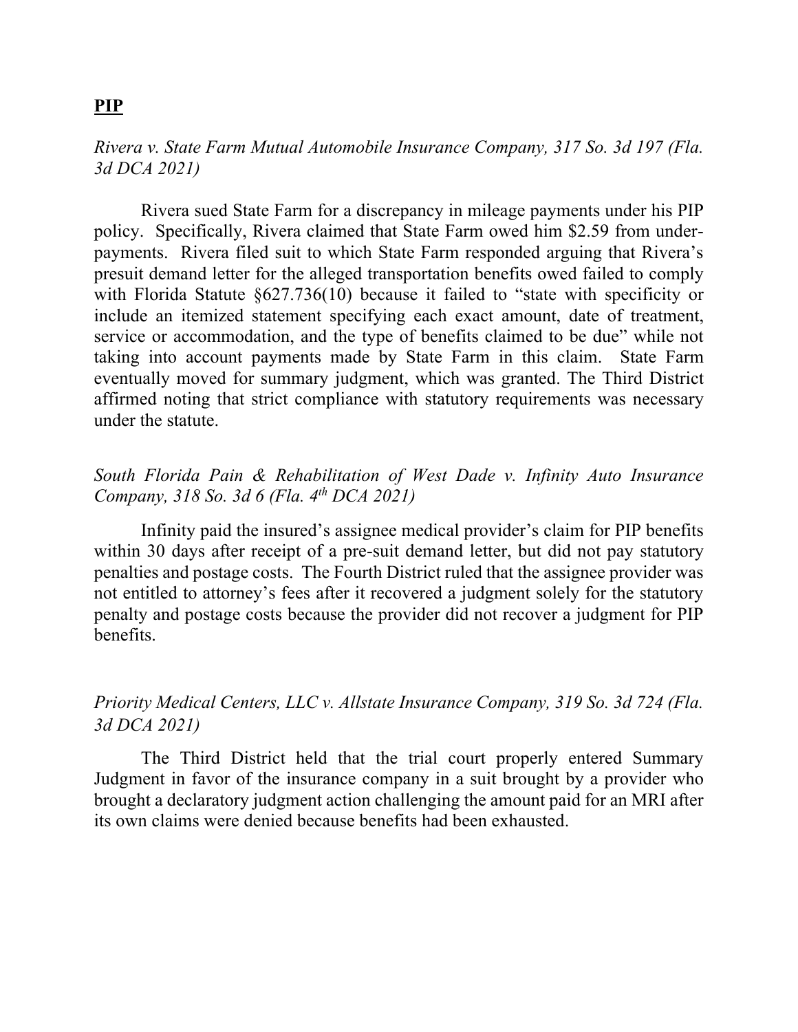**PIP**

*Rivera v. State Farm Mutual Automobile Insurance Company, 317 So. 3d 197 (Fla. 3d DCA 2021)*

Rivera sued State Farm for a discrepancy in mileage payments under his PIP policy. Specifically, Rivera claimed that State Farm owed him $2.59 from under-payments. Rivera filed suit to which State Farm responded arguing that Rivera's presuit demand letter for the alleged transportation benefits owed failed to comply with Florida Statute §627.736(10) because it failed to "state with specificity or include an itemized statement specifying each exact amount, date of treatment, service or accommodation, and the type of benefits claimed to be due" while not taking into account payments made by State Farm in this claim. State Farm eventually moved for summary judgment, which was granted. The Third District affirmed noting that strict compliance with statutory requirements was necessary under the statute.

*South Florida Pain & Rehabilitation of West Dade v. Infinity Auto Insurance Company, 318 So. 3d 6 (Fla. 4th DCA 2021)*

Infinity paid the insured's assignee medical provider's claim for PIP benefits within 30 days after receipt of a pre-suit demand letter, but did not pay statutory penalties and postage costs. The Fourth District ruled that the assignee provider was not entitled to attorney's fees after it recovered a judgment solely for the statutory penalty and postage costs because the provider did not recover a judgment for PIP benefits.

*Priority Medical Centers, LLC v. Allstate Insurance Company, 319 So. 3d 724 (Fla. 3d DCA 2021)*

The Third District held that the trial court properly entered Summary Judgment in favor of the insurance company in a suit brought by a provider who brought a declaratory judgment action challenging the amount paid for an MRI after its own claims were denied because benefits had been exhausted.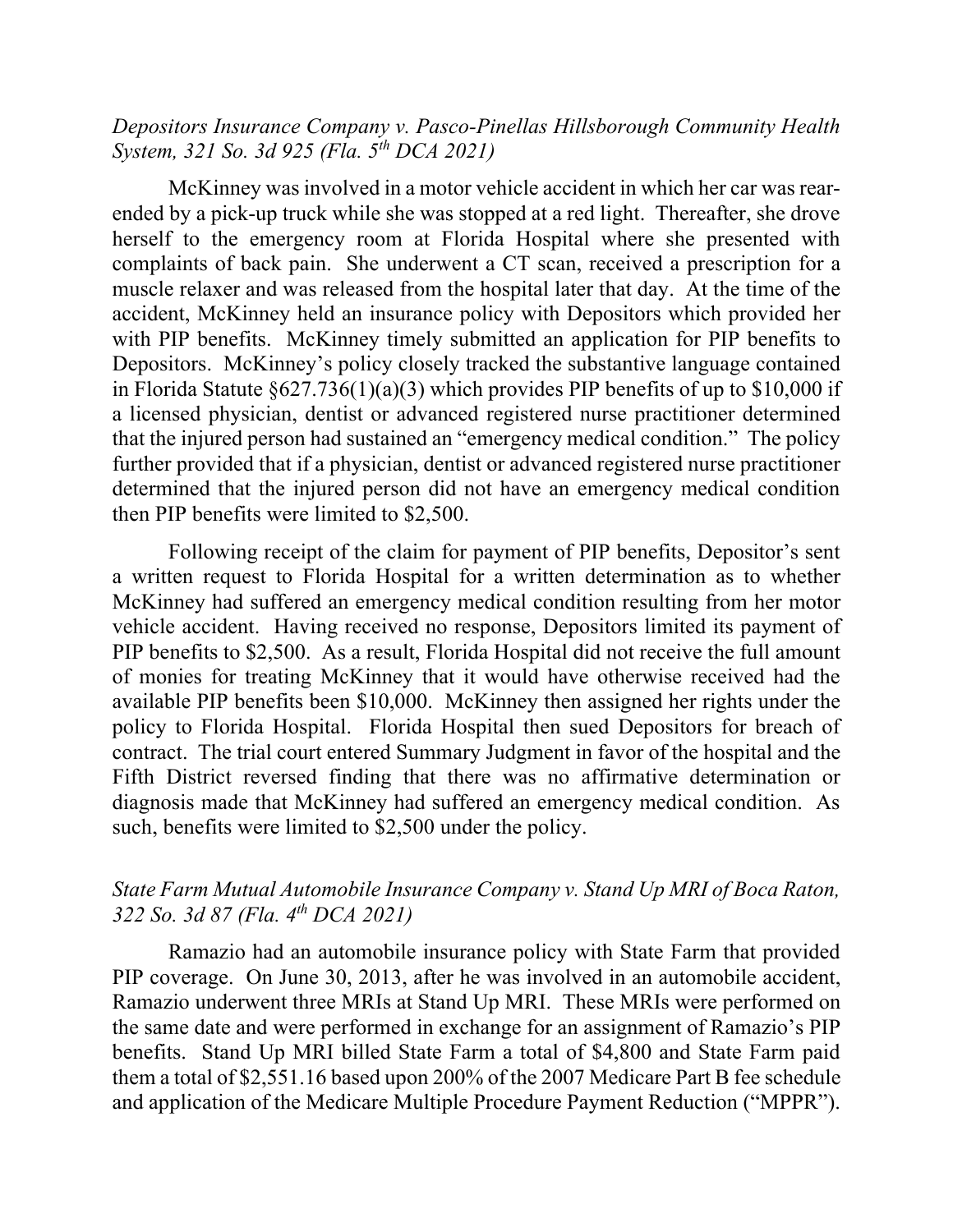*Depositors Insurance Company v. Pasco-Pinellas Hillsborough Community Health System, 321 So. 3d 925 (Fla. 5th DCA 2021)*

McKinney was involved in a motor vehicle accident in which her car was rear-ended by a pick-up truck while she was stopped at a red light. Thereafter, she drove herself to the emergency room at Florida Hospital where she presented with complaints of back pain. She underwent a CT scan, received a prescription for a muscle relaxer and was released from the hospital later that day. At the time of the accident, McKinney held an insurance policy with Depositors which provided her with PIP benefits. McKinney timely submitted an application for PIP benefits to Depositors. McKinney's policy closely tracked the substantive language contained in Florida Statute §627.736(1)(a)(3) which provides PIP benefits of up to $10,000 if a licensed physician, dentist or advanced registered nurse practitioner determined that the injured person had sustained an "emergency medical condition." The policy further provided that if a physician, dentist or advanced registered nurse practitioner determined that the injured person did not have an emergency medical condition then PIP benefits were limited to $2,500.

Following receipt of the claim for payment of PIP benefits, Depositor's sent a written request to Florida Hospital for a written determination as to whether McKinney had suffered an emergency medical condition resulting from her motor vehicle accident. Having received no response, Depositors limited its payment of PIP benefits to $2,500. As a result, Florida Hospital did not receive the full amount of monies for treating McKinney that it would have otherwise received had the available PIP benefits been $10,000. McKinney then assigned her rights under the policy to Florida Hospital. Florida Hospital then sued Depositors for breach of contract. The trial court entered Summary Judgment in favor of the hospital and the Fifth District reversed finding that there was no affirmative determination or diagnosis made that McKinney had suffered an emergency medical condition. As such, benefits were limited to $2,500 under the policy.

*State Farm Mutual Automobile Insurance Company v. Stand Up MRI of Boca Raton, 322 So. 3d 87 (Fla. 4th DCA 2021)*

Ramazio had an automobile insurance policy with State Farm that provided PIP coverage. On June 30, 2013, after he was involved in an automobile accident, Ramazio underwent three MRIs at Stand Up MRI. These MRIs were performed on the same date and were performed in exchange for an assignment of Ramazio's PIP benefits. Stand Up MRI billed State Farm a total of $4,800 and State Farm paid them a total of $2,551.16 based upon 200% of the 2007 Medicare Part B fee schedule and application of the Medicare Multiple Procedure Payment Reduction ("MPPR").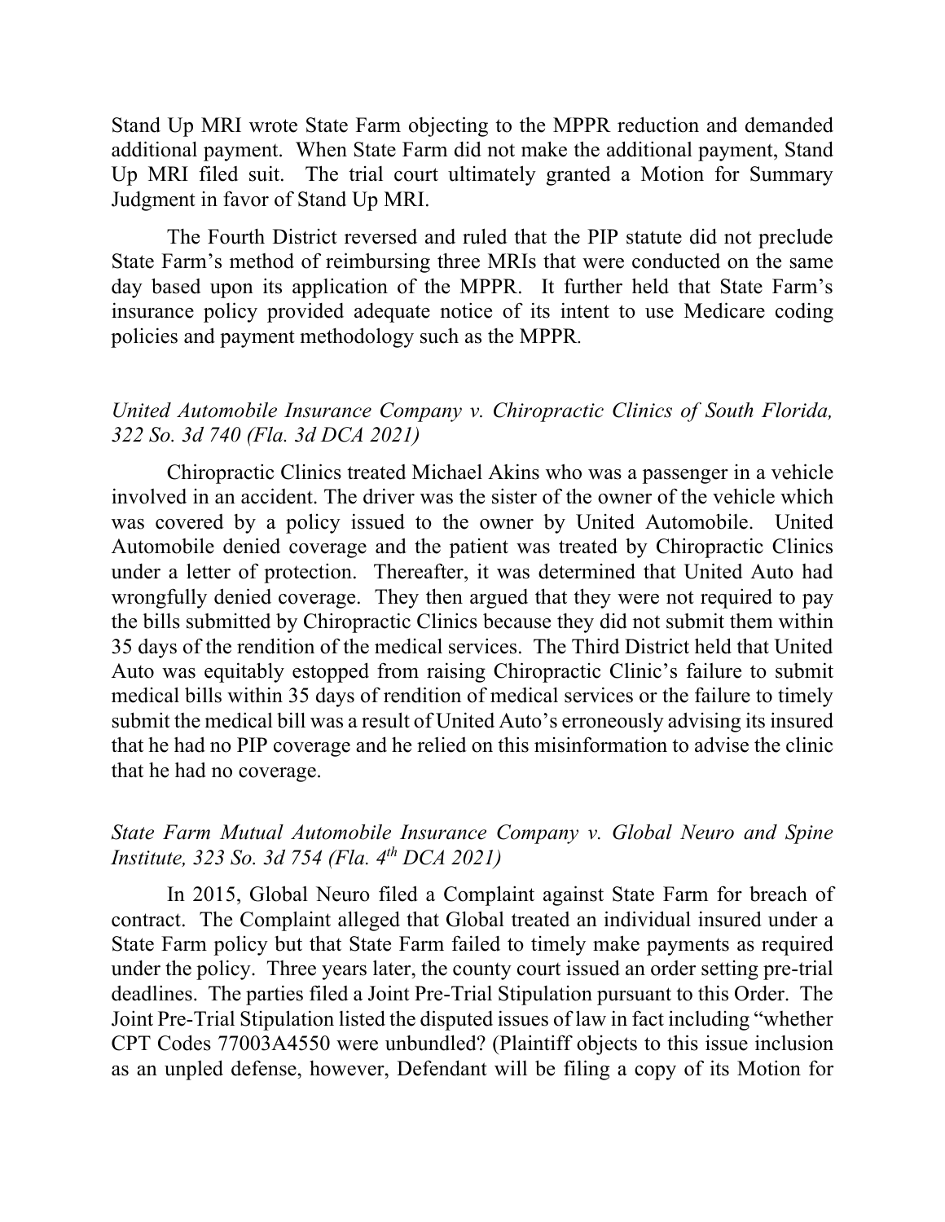Stand Up MRI wrote State Farm objecting to the MPPR reduction and demanded additional payment. When State Farm did not make the additional payment, Stand Up MRI filed suit. The trial court ultimately granted a Motion for Summary Judgment in favor of Stand Up MRI.

The Fourth District reversed and ruled that the PIP statute did not preclude State Farm's method of reimbursing three MRIs that were conducted on the same day based upon its application of the MPPR. It further held that State Farm's insurance policy provided adequate notice of its intent to use Medicare coding policies and payment methodology such as the MPPR.

*United Automobile Insurance Company v. Chiropractic Clinics of South Florida, 322 So. 3d 740 (Fla. 3d DCA 2021)*

Chiropractic Clinics treated Michael Akins who was a passenger in a vehicle involved in an accident. The driver was the sister of the owner of the vehicle which was covered by a policy issued to the owner by United Automobile. United Automobile denied coverage and the patient was treated by Chiropractic Clinics under a letter of protection. Thereafter, it was determined that United Auto had wrongfully denied coverage. They then argued that they were not required to pay the bills submitted by Chiropractic Clinics because they did not submit them within 35 days of the rendition of the medical services. The Third District held that United Auto was equitably estopped from raising Chiropractic Clinic's failure to submit medical bills within 35 days of rendition of medical services or the failure to timely submit the medical bill was a result of United Auto's erroneously advising its insured that he had no PIP coverage and he relied on this misinformation to advise the clinic that he had no coverage.

*State Farm Mutual Automobile Insurance Company v. Global Neuro and Spine Institute, 323 So. 3d 754 (Fla. 4th DCA 2021)*

In 2015, Global Neuro filed a Complaint against State Farm for breach of contract. The Complaint alleged that Global treated an individual insured under a State Farm policy but that State Farm failed to timely make payments as required under the policy. Three years later, the county court issued an order setting pre-trial deadlines. The parties filed a Joint Pre-Trial Stipulation pursuant to this Order. The Joint Pre-Trial Stipulation listed the disputed issues of law in fact including "whether CPT Codes 77003A4550 were unbundled? (Plaintiff objects to this issue inclusion as an unpled defense, however, Defendant will be filing a copy of its Motion for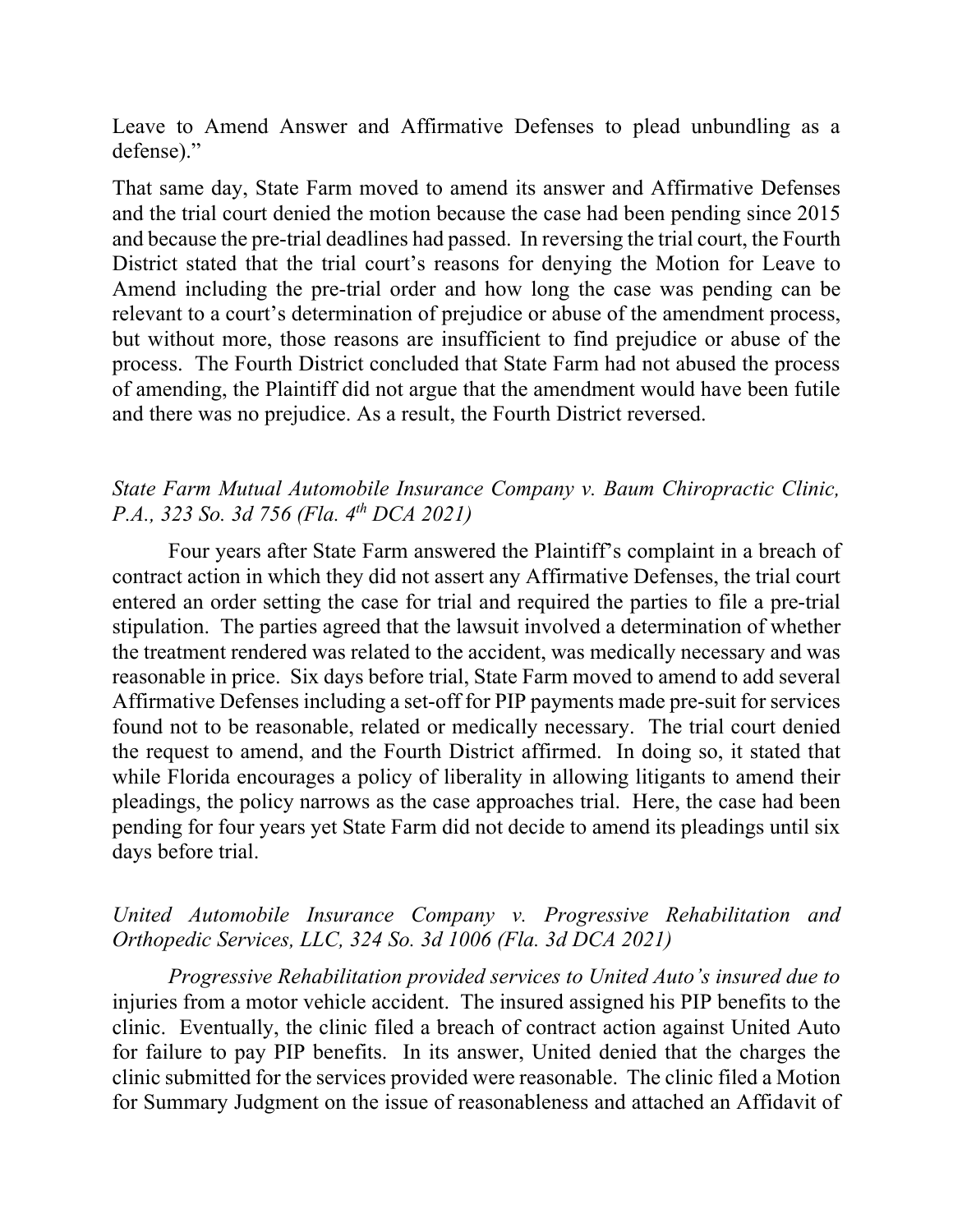Leave to Amend Answer and Affirmative Defenses to plead unbundling as a defense)."

That same day, State Farm moved to amend its answer and Affirmative Defenses and the trial court denied the motion because the case had been pending since 2015 and because the pre-trial deadlines had passed. In reversing the trial court, the Fourth District stated that the trial court's reasons for denying the Motion for Leave to Amend including the pre-trial order and how long the case was pending can be relevant to a court's determination of prejudice or abuse of the amendment process, but without more, those reasons are insufficient to find prejudice or abuse of the process. The Fourth District concluded that State Farm had not abused the process of amending, the Plaintiff did not argue that the amendment would have been futile and there was no prejudice. As a result, the Fourth District reversed.

*State Farm Mutual Automobile Insurance Company v. Baum Chiropractic Clinic, P.A., 323 So. 3d 756 (Fla. 4th DCA 2021)*

Four years after State Farm answered the Plaintiff's complaint in a breach of contract action in which they did not assert any Affirmative Defenses, the trial court entered an order setting the case for trial and required the parties to file a pre-trial stipulation. The parties agreed that the lawsuit involved a determination of whether the treatment rendered was related to the accident, was medically necessary and was reasonable in price. Six days before trial, State Farm moved to amend to add several Affirmative Defenses including a set-off for PIP payments made pre-suit for services found not to be reasonable, related or medically necessary. The trial court denied the request to amend, and the Fourth District affirmed. In doing so, it stated that while Florida encourages a policy of liberality in allowing litigants to amend their pleadings, the policy narrows as the case approaches trial. Here, the case had been pending for four years yet State Farm did not decide to amend its pleadings until six days before trial.

*United Automobile Insurance Company v. Progressive Rehabilitation and Orthopedic Services, LLC, 324 So. 3d 1006 (Fla. 3d DCA 2021)*

*Progressive Rehabilitation provided services to United Auto's insured due to* injuries from a motor vehicle accident. The insured assigned his PIP benefits to the clinic. Eventually, the clinic filed a breach of contract action against United Auto for failure to pay PIP benefits. In its answer, United denied that the charges the clinic submitted for the services provided were reasonable. The clinic filed a Motion for Summary Judgment on the issue of reasonableness and attached an Affidavit of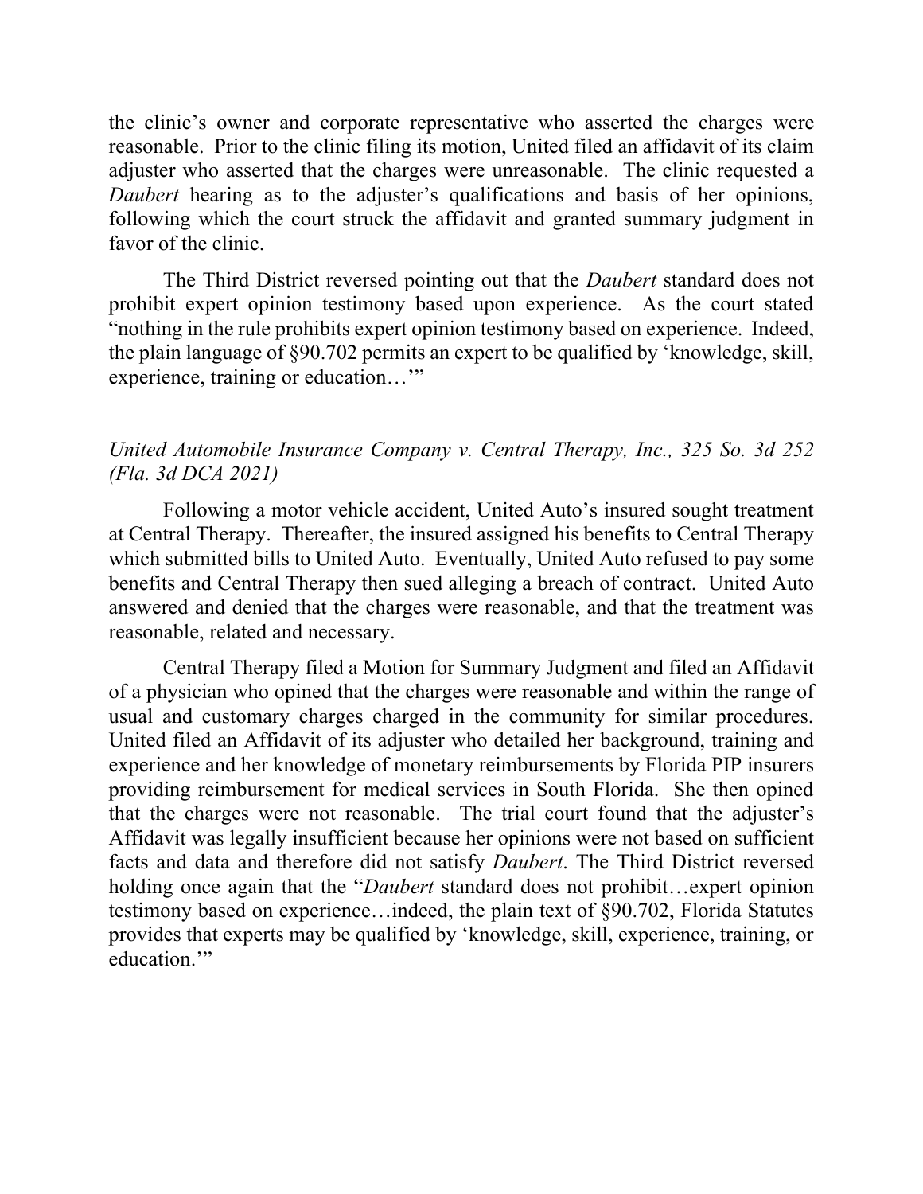the clinic's owner and corporate representative who asserted the charges were reasonable. Prior to the clinic filing its motion, United filed an affidavit of its claim adjuster who asserted that the charges were unreasonable. The clinic requested a *Daubert* hearing as to the adjuster's qualifications and basis of her opinions, following which the court struck the affidavit and granted summary judgment in favor of the clinic.

The Third District reversed pointing out that the *Daubert* standard does not prohibit expert opinion testimony based upon experience. As the court stated "nothing in the rule prohibits expert opinion testimony based on experience. Indeed, the plain language of §90.702 permits an expert to be qualified by 'knowledge, skill, experience, training or education…'"

*United Automobile Insurance Company v. Central Therapy, Inc., 325 So. 3d 252 (Fla. 3d DCA 2021)*

Following a motor vehicle accident, United Auto's insured sought treatment at Central Therapy. Thereafter, the insured assigned his benefits to Central Therapy which submitted bills to United Auto. Eventually, United Auto refused to pay some benefits and Central Therapy then sued alleging a breach of contract. United Auto answered and denied that the charges were reasonable, and that the treatment was reasonable, related and necessary.

Central Therapy filed a Motion for Summary Judgment and filed an Affidavit of a physician who opined that the charges were reasonable and within the range of usual and customary charges charged in the community for similar procedures. United filed an Affidavit of its adjuster who detailed her background, training and experience and her knowledge of monetary reimbursements by Florida PIP insurers providing reimbursement for medical services in South Florida. She then opined that the charges were not reasonable. The trial court found that the adjuster's Affidavit was legally insufficient because her opinions were not based on sufficient facts and data and therefore did not satisfy *Daubert*. The Third District reversed holding once again that the "*Daubert* standard does not prohibit…expert opinion testimony based on experience…indeed, the plain text of §90.702, Florida Statutes provides that experts may be qualified by 'knowledge, skill, experience, training, or education.'"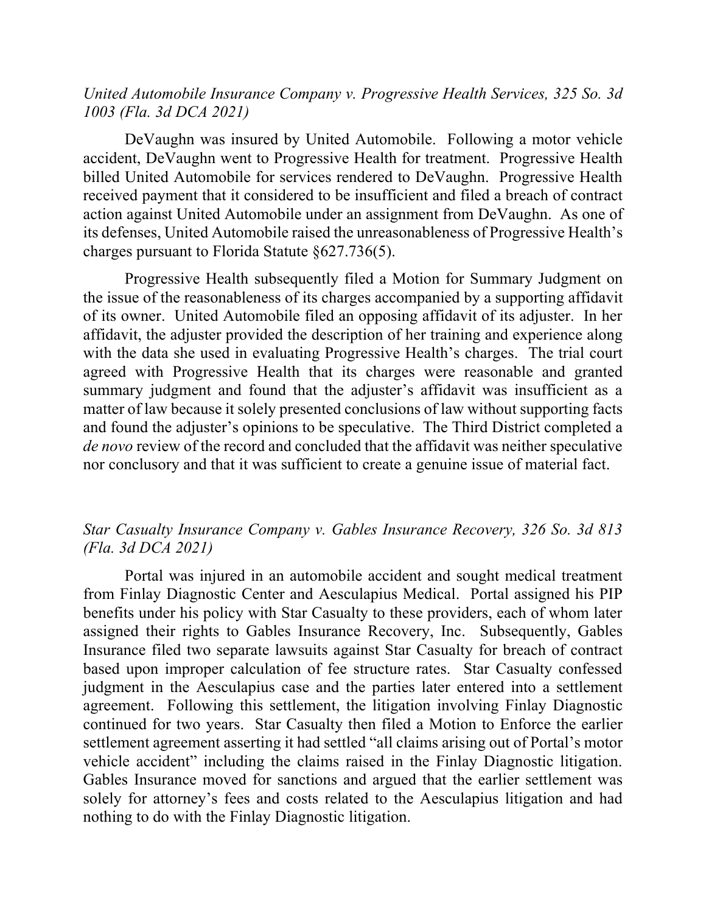*United Automobile Insurance Company v. Progressive Health Services, 325 So. 3d 1003 (Fla. 3d DCA 2021)*

DeVaughn was insured by United Automobile. Following a motor vehicle accident, DeVaughn went to Progressive Health for treatment. Progressive Health billed United Automobile for services rendered to DeVaughn. Progressive Health received payment that it considered to be insufficient and filed a breach of contract action against United Automobile under an assignment from DeVaughn. As one of its defenses, United Automobile raised the unreasonableness of Progressive Health's charges pursuant to Florida Statute §627.736(5).

Progressive Health subsequently filed a Motion for Summary Judgment on the issue of the reasonableness of its charges accompanied by a supporting affidavit of its owner. United Automobile filed an opposing affidavit of its adjuster. In her affidavit, the adjuster provided the description of her training and experience along with the data she used in evaluating Progressive Health's charges. The trial court agreed with Progressive Health that its charges were reasonable and granted summary judgment and found that the adjuster's affidavit was insufficient as a matter of law because it solely presented conclusions of law without supporting facts and found the adjuster's opinions to be speculative. The Third District completed a *de novo* review of the record and concluded that the affidavit was neither speculative nor conclusory and that it was sufficient to create a genuine issue of material fact.

*Star Casualty Insurance Company v. Gables Insurance Recovery, 326 So. 3d 813 (Fla. 3d DCA 2021)*

Portal was injured in an automobile accident and sought medical treatment from Finlay Diagnostic Center and Aesculapius Medical. Portal assigned his PIP benefits under his policy with Star Casualty to these providers, each of whom later assigned their rights to Gables Insurance Recovery, Inc. Subsequently, Gables Insurance filed two separate lawsuits against Star Casualty for breach of contract based upon improper calculation of fee structure rates. Star Casualty confessed judgment in the Aesculapius case and the parties later entered into a settlement agreement. Following this settlement, the litigation involving Finlay Diagnostic continued for two years. Star Casualty then filed a Motion to Enforce the earlier settlement agreement asserting it had settled "all claims arising out of Portal's motor vehicle accident" including the claims raised in the Finlay Diagnostic litigation. Gables Insurance moved for sanctions and argued that the earlier settlement was solely for attorney's fees and costs related to the Aesculapius litigation and had nothing to do with the Finlay Diagnostic litigation.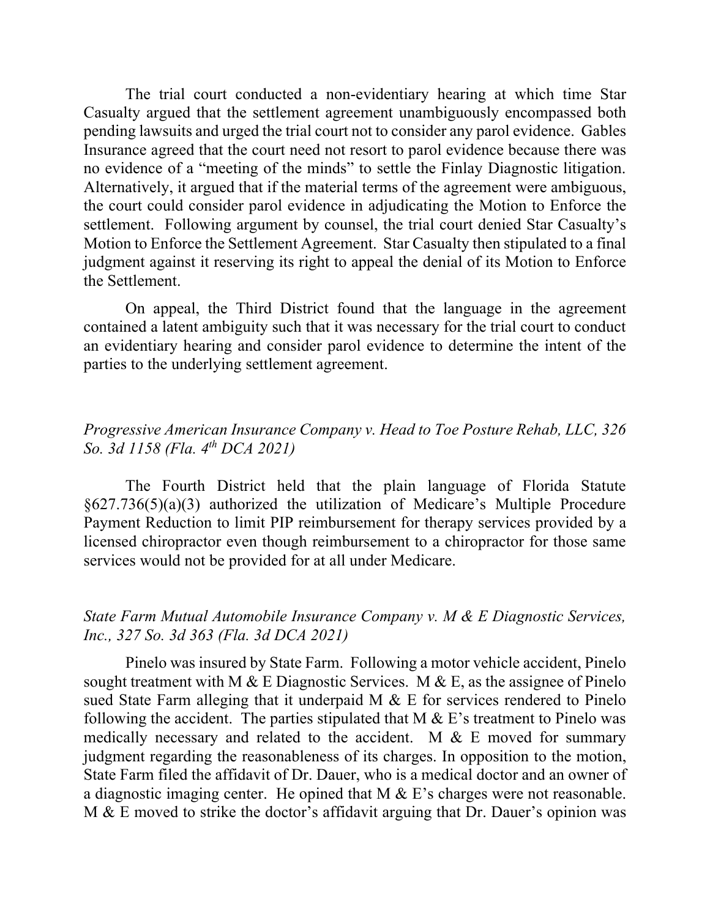The trial court conducted a non-evidentiary hearing at which time Star Casualty argued that the settlement agreement unambiguously encompassed both pending lawsuits and urged the trial court not to consider any parol evidence. Gables Insurance agreed that the court need not resort to parol evidence because there was no evidence of a "meeting of the minds" to settle the Finlay Diagnostic litigation. Alternatively, it argued that if the material terms of the agreement were ambiguous, the court could consider parol evidence in adjudicating the Motion to Enforce the settlement. Following argument by counsel, the trial court denied Star Casualty's Motion to Enforce the Settlement Agreement. Star Casualty then stipulated to a final judgment against it reserving its right to appeal the denial of its Motion to Enforce the Settlement.

On appeal, the Third District found that the language in the agreement contained a latent ambiguity such that it was necessary for the trial court to conduct an evidentiary hearing and consider parol evidence to determine the intent of the parties to the underlying settlement agreement.

*Progressive American Insurance Company v. Head to Toe Posture Rehab, LLC, 326 So. 3d 1158 (Fla. 4th DCA 2021)*

The Fourth District held that the plain language of Florida Statute §627.736(5)(a)(3) authorized the utilization of Medicare's Multiple Procedure Payment Reduction to limit PIP reimbursement for therapy services provided by a licensed chiropractor even though reimbursement to a chiropractor for those same services would not be provided for at all under Medicare.

*State Farm Mutual Automobile Insurance Company v. M & E Diagnostic Services, Inc., 327 So. 3d 363 (Fla. 3d DCA 2021)*

Pinelo was insured by State Farm. Following a motor vehicle accident, Pinelo sought treatment with M & E Diagnostic Services. M & E, as the assignee of Pinelo sued State Farm alleging that it underpaid M & E for services rendered to Pinelo following the accident. The parties stipulated that M & E's treatment to Pinelo was medically necessary and related to the accident. M & E moved for summary judgment regarding the reasonableness of its charges. In opposition to the motion, State Farm filed the affidavit of Dr. Dauer, who is a medical doctor and an owner of a diagnostic imaging center. He opined that M & E's charges were not reasonable. M & E moved to strike the doctor's affidavit arguing that Dr. Dauer's opinion was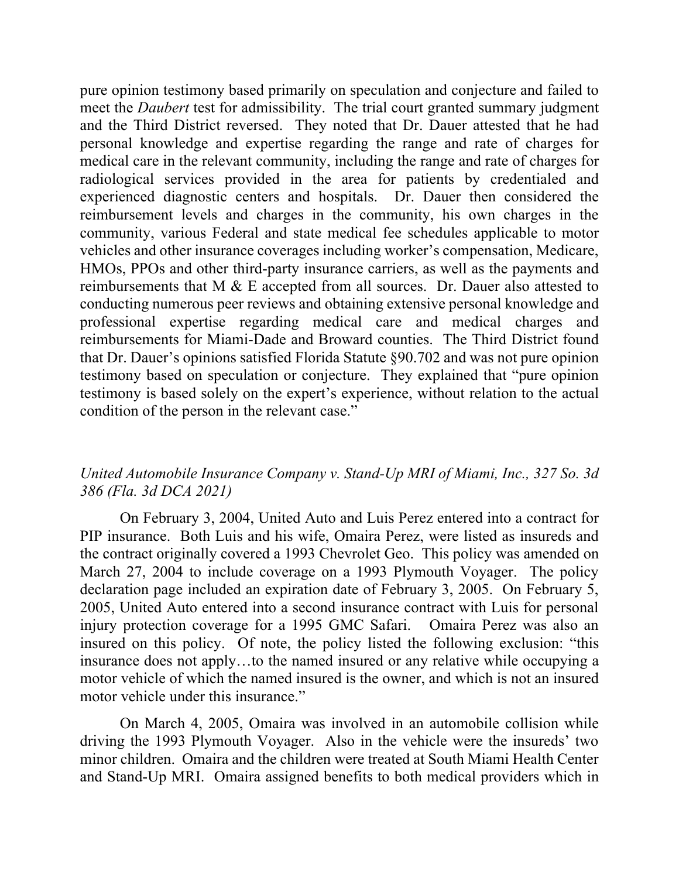pure opinion testimony based primarily on speculation and conjecture and failed to meet the *Daubert* test for admissibility. The trial court granted summary judgment and the Third District reversed. They noted that Dr. Dauer attested that he had personal knowledge and expertise regarding the range and rate of charges for medical care in the relevant community, including the range and rate of charges for radiological services provided in the area for patients by credentialed and experienced diagnostic centers and hospitals. Dr. Dauer then considered the reimbursement levels and charges in the community, his own charges in the community, various Federal and state medical fee schedules applicable to motor vehicles and other insurance coverages including worker's compensation, Medicare, HMOs, PPOs and other third-party insurance carriers, as well as the payments and reimbursements that M & E accepted from all sources. Dr. Dauer also attested to conducting numerous peer reviews and obtaining extensive personal knowledge and professional expertise regarding medical care and medical charges and reimbursements for Miami-Dade and Broward counties. The Third District found that Dr. Dauer's opinions satisfied Florida Statute §90.702 and was not pure opinion testimony based on speculation or conjecture. They explained that "pure opinion testimony is based solely on the expert's experience, without relation to the actual condition of the person in the relevant case."

*United Automobile Insurance Company v. Stand-Up MRI of Miami, Inc., 327 So. 3d 386 (Fla. 3d DCA 2021)*

On February 3, 2004, United Auto and Luis Perez entered into a contract for PIP insurance. Both Luis and his wife, Omaira Perez, were listed as insureds and the contract originally covered a 1993 Chevrolet Geo. This policy was amended on March 27, 2004 to include coverage on a 1993 Plymouth Voyager. The policy declaration page included an expiration date of February 3, 2005. On February 5, 2005, United Auto entered into a second insurance contract with Luis for personal injury protection coverage for a 1995 GMC Safari. Omaira Perez was also an insured on this policy. Of note, the policy listed the following exclusion: "this insurance does not apply…to the named insured or any relative while occupying a motor vehicle of which the named insured is the owner, and which is not an insured motor vehicle under this insurance."

On March 4, 2005, Omaira was involved in an automobile collision while driving the 1993 Plymouth Voyager. Also in the vehicle were the insureds' two minor children. Omaira and the children were treated at South Miami Health Center and Stand-Up MRI. Omaira assigned benefits to both medical providers which in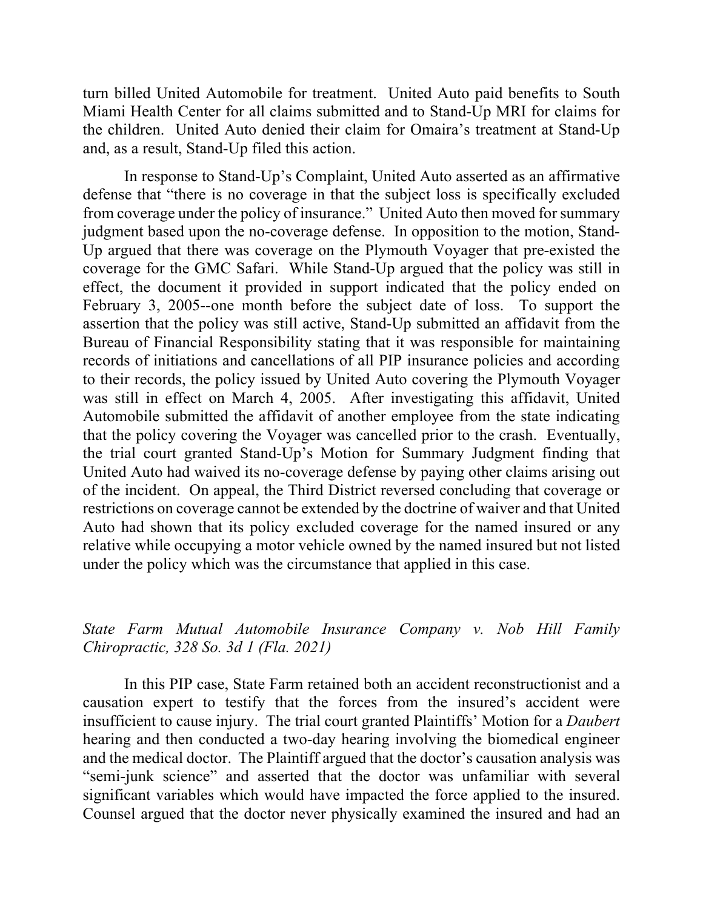turn billed United Automobile for treatment. United Auto paid benefits to South Miami Health Center for all claims submitted and to Stand-Up MRI for claims for the children. United Auto denied their claim for Omaira's treatment at Stand-Up and, as a result, Stand-Up filed this action.

In response to Stand-Up's Complaint, United Auto asserted as an affirmative defense that "there is no coverage in that the subject loss is specifically excluded from coverage under the policy of insurance." United Auto then moved for summary judgment based upon the no-coverage defense. In opposition to the motion, Stand-Up argued that there was coverage on the Plymouth Voyager that pre-existed the coverage for the GMC Safari. While Stand-Up argued that the policy was still in effect, the document it provided in support indicated that the policy ended on February 3, 2005--one month before the subject date of loss. To support the assertion that the policy was still active, Stand-Up submitted an affidavit from the Bureau of Financial Responsibility stating that it was responsible for maintaining records of initiations and cancellations of all PIP insurance policies and according to their records, the policy issued by United Auto covering the Plymouth Voyager was still in effect on March 4, 2005. After investigating this affidavit, United Automobile submitted the affidavit of another employee from the state indicating that the policy covering the Voyager was cancelled prior to the crash. Eventually, the trial court granted Stand-Up's Motion for Summary Judgment finding that United Auto had waived its no-coverage defense by paying other claims arising out of the incident. On appeal, the Third District reversed concluding that coverage or restrictions on coverage cannot be extended by the doctrine of waiver and that United Auto had shown that its policy excluded coverage for the named insured or any relative while occupying a motor vehicle owned by the named insured but not listed under the policy which was the circumstance that applied in this case.

*State Farm Mutual Automobile Insurance Company v. Nob Hill Family Chiropractic, 328 So. 3d 1 (Fla. 2021)*

In this PIP case, State Farm retained both an accident reconstructionist and a causation expert to testify that the forces from the insured's accident were insufficient to cause injury. The trial court granted Plaintiffs' Motion for a *Daubert* hearing and then conducted a two-day hearing involving the biomedical engineer and the medical doctor. The Plaintiff argued that the doctor's causation analysis was "semi-junk science" and asserted that the doctor was unfamiliar with several significant variables which would have impacted the force applied to the insured. Counsel argued that the doctor never physically examined the insured and had an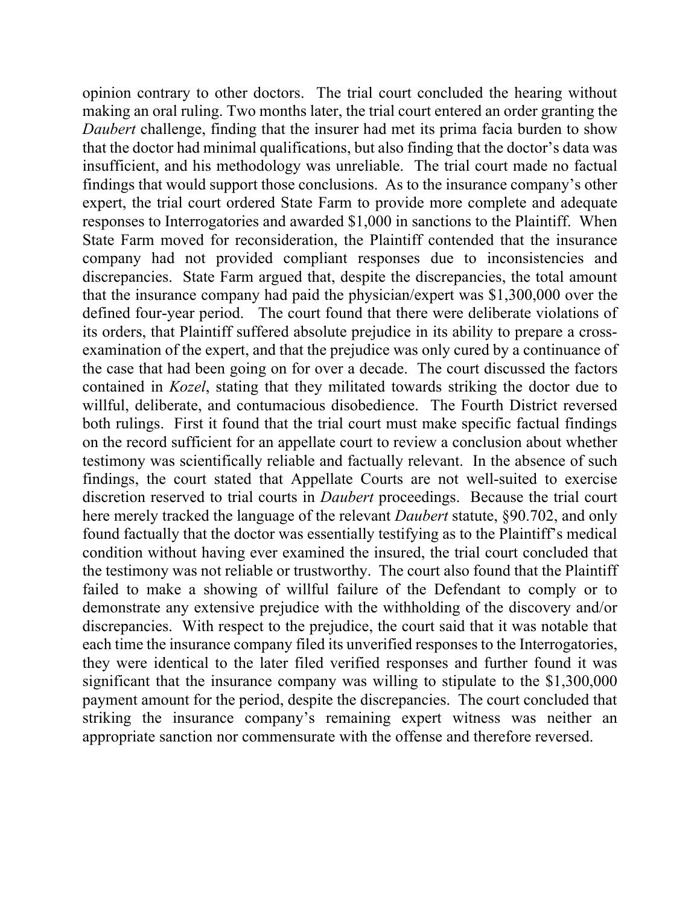opinion contrary to other doctors. The trial court concluded the hearing without making an oral ruling. Two months later, the trial court entered an order granting the *Daubert* challenge, finding that the insurer had met its prima facia burden to show that the doctor had minimal qualifications, but also finding that the doctor's data was insufficient, and his methodology was unreliable. The trial court made no factual findings that would support those conclusions. As to the insurance company's other expert, the trial court ordered State Farm to provide more complete and adequate responses to Interrogatories and awarded $1,000 in sanctions to the Plaintiff. When State Farm moved for reconsideration, the Plaintiff contended that the insurance company had not provided compliant responses due to inconsistencies and discrepancies. State Farm argued that, despite the discrepancies, the total amount that the insurance company had paid the physician/expert was $1,300,000 over the defined four-year period. The court found that there were deliberate violations of its orders, that Plaintiff suffered absolute prejudice in its ability to prepare a cross-examination of the expert, and that the prejudice was only cured by a continuance of the case that had been going on for over a decade. The court discussed the factors contained in *Kozel*, stating that they militated towards striking the doctor due to willful, deliberate, and contumacious disobedience. The Fourth District reversed both rulings. First it found that the trial court must make specific factual findings on the record sufficient for an appellate court to review a conclusion about whether testimony was scientifically reliable and factually relevant. In the absence of such findings, the court stated that Appellate Courts are not well-suited to exercise discretion reserved to trial courts in *Daubert* proceedings. Because the trial court here merely tracked the language of the relevant *Daubert* statute, §90.702, and only found factually that the doctor was essentially testifying as to the Plaintiff's medical condition without having ever examined the insured, the trial court concluded that the testimony was not reliable or trustworthy. The court also found that the Plaintiff failed to make a showing of willful failure of the Defendant to comply or to demonstrate any extensive prejudice with the withholding of the discovery and/or discrepancies. With respect to the prejudice, the court said that it was notable that each time the insurance company filed its unverified responses to the Interrogatories, they were identical to the later filed verified responses and further found it was significant that the insurance company was willing to stipulate to the $1,300,000 payment amount for the period, despite the discrepancies. The court concluded that striking the insurance company's remaining expert witness was neither an appropriate sanction nor commensurate with the offense and therefore reversed.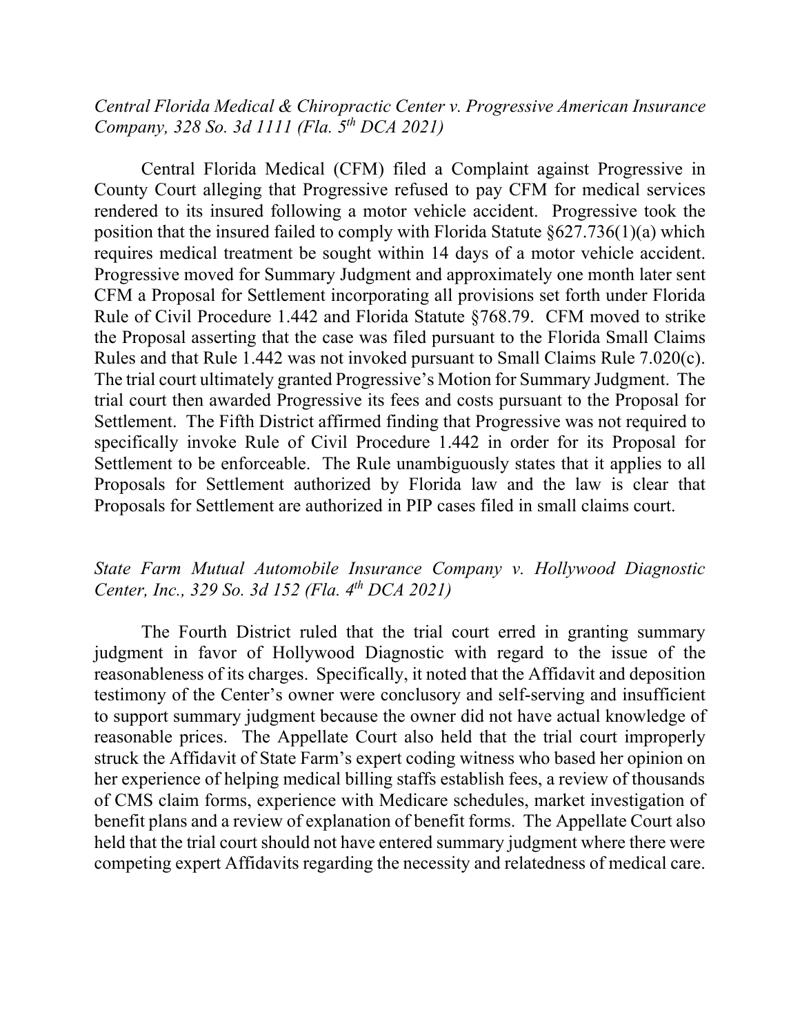*Central Florida Medical & Chiropractic Center v. Progressive American Insurance Company, 328 So. 3d 1111 (Fla. 5th DCA 2021)*

Central Florida Medical (CFM) filed a Complaint against Progressive in County Court alleging that Progressive refused to pay CFM for medical services rendered to its insured following a motor vehicle accident. Progressive took the position that the insured failed to comply with Florida Statute §627.736(1)(a) which requires medical treatment be sought within 14 days of a motor vehicle accident. Progressive moved for Summary Judgment and approximately one month later sent CFM a Proposal for Settlement incorporating all provisions set forth under Florida Rule of Civil Procedure 1.442 and Florida Statute §768.79. CFM moved to strike the Proposal asserting that the case was filed pursuant to the Florida Small Claims Rules and that Rule 1.442 was not invoked pursuant to Small Claims Rule 7.020(c). The trial court ultimately granted Progressive's Motion for Summary Judgment. The trial court then awarded Progressive its fees and costs pursuant to the Proposal for Settlement. The Fifth District affirmed finding that Progressive was not required to specifically invoke Rule of Civil Procedure 1.442 in order for its Proposal for Settlement to be enforceable. The Rule unambiguously states that it applies to all Proposals for Settlement authorized by Florida law and the law is clear that Proposals for Settlement are authorized in PIP cases filed in small claims court.

*State Farm Mutual Automobile Insurance Company v. Hollywood Diagnostic Center, Inc., 329 So. 3d 152 (Fla. 4th DCA 2021)*

The Fourth District ruled that the trial court erred in granting summary judgment in favor of Hollywood Diagnostic with regard to the issue of the reasonableness of its charges. Specifically, it noted that the Affidavit and deposition testimony of the Center's owner were conclusory and self-serving and insufficient to support summary judgment because the owner did not have actual knowledge of reasonable prices. The Appellate Court also held that the trial court improperly struck the Affidavit of State Farm's expert coding witness who based her opinion on her experience of helping medical billing staffs establish fees, a review of thousands of CMS claim forms, experience with Medicare schedules, market investigation of benefit plans and a review of explanation of benefit forms. The Appellate Court also held that the trial court should not have entered summary judgment where there were competing expert Affidavits regarding the necessity and relatedness of medical care.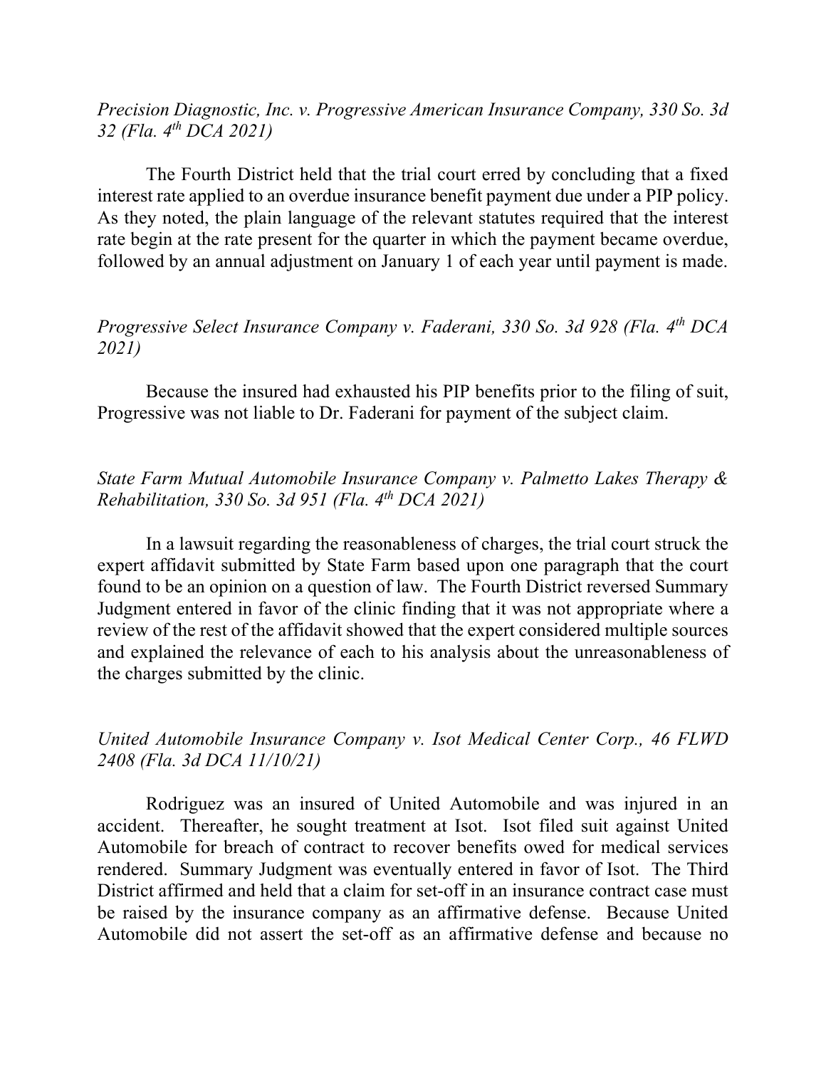*Precision Diagnostic, Inc. v. Progressive American Insurance Company, 330 So. 3d 32 (Fla. 4th DCA 2021)*

The Fourth District held that the trial court erred by concluding that a fixed interest rate applied to an overdue insurance benefit payment due under a PIP policy. As they noted, the plain language of the relevant statutes required that the interest rate begin at the rate present for the quarter in which the payment became overdue, followed by an annual adjustment on January 1 of each year until payment is made.

*Progressive Select Insurance Company v. Faderani, 330 So. 3d 928 (Fla. 4th DCA 2021)*

Because the insured had exhausted his PIP benefits prior to the filing of suit, Progressive was not liable to Dr. Faderani for payment of the subject claim.

*State Farm Mutual Automobile Insurance Company v. Palmetto Lakes Therapy & Rehabilitation, 330 So. 3d 951 (Fla. 4th DCA 2021)*

In a lawsuit regarding the reasonableness of charges, the trial court struck the expert affidavit submitted by State Farm based upon one paragraph that the court found to be an opinion on a question of law. The Fourth District reversed Summary Judgment entered in favor of the clinic finding that it was not appropriate where a review of the rest of the affidavit showed that the expert considered multiple sources and explained the relevance of each to his analysis about the unreasonableness of the charges submitted by the clinic.

*United Automobile Insurance Company v. Isot Medical Center Corp., 46 FLWD 2408 (Fla. 3d DCA 11/10/21)*

Rodriguez was an insured of United Automobile and was injured in an accident. Thereafter, he sought treatment at Isot. Isot filed suit against United Automobile for breach of contract to recover benefits owed for medical services rendered. Summary Judgment was eventually entered in favor of Isot. The Third District affirmed and held that a claim for set-off in an insurance contract case must be raised by the insurance company as an affirmative defense. Because United Automobile did not assert the set-off as an affirmative defense and because no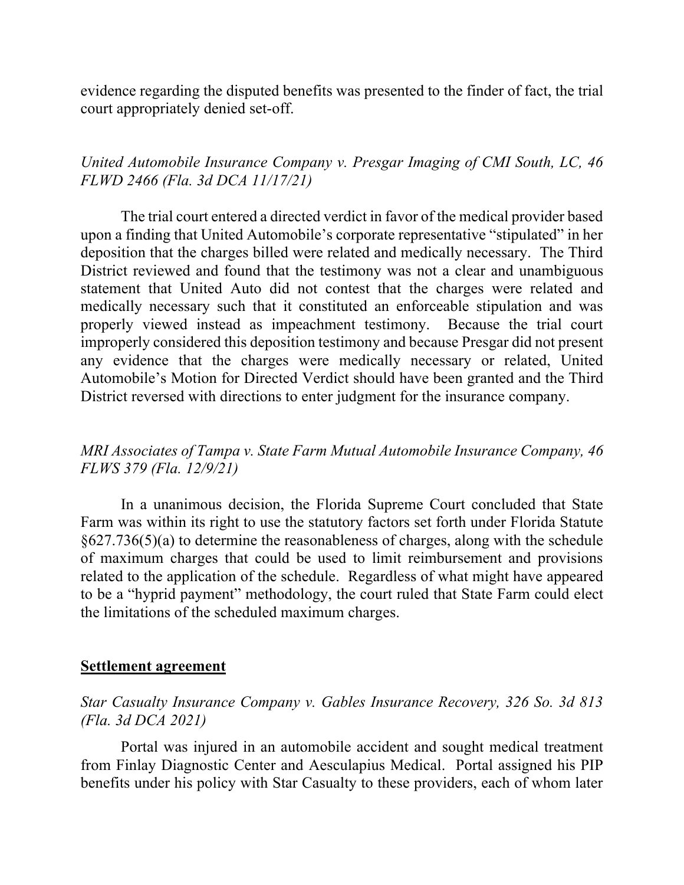evidence regarding the disputed benefits was presented to the finder of fact, the trial court appropriately denied set-off.

*United Automobile Insurance Company v. Presgar Imaging of CMI South, LC, 46 FLWD 2466 (Fla. 3d DCA 11/17/21)*

The trial court entered a directed verdict in favor of the medical provider based upon a finding that United Automobile's corporate representative "stipulated" in her deposition that the charges billed were related and medically necessary. The Third District reviewed and found that the testimony was not a clear and unambiguous statement that United Auto did not contest that the charges were related and medically necessary such that it constituted an enforceable stipulation and was properly viewed instead as impeachment testimony. Because the trial court improperly considered this deposition testimony and because Presgar did not present any evidence that the charges were medically necessary or related, United Automobile's Motion for Directed Verdict should have been granted and the Third District reversed with directions to enter judgment for the insurance company.

*MRI Associates of Tampa v. State Farm Mutual Automobile Insurance Company, 46 FLWS 379 (Fla. 12/9/21)*

In a unanimous decision, the Florida Supreme Court concluded that State Farm was within its right to use the statutory factors set forth under Florida Statute §627.736(5)(a) to determine the reasonableness of charges, along with the schedule of maximum charges that could be used to limit reimbursement and provisions related to the application of the schedule. Regardless of what might have appeared to be a "hyprid payment" methodology, the court ruled that State Farm could elect the limitations of the scheduled maximum charges.

**<u>Settlement agreement</u>**

*Star Casualty Insurance Company v. Gables Insurance Recovery, 326 So. 3d 813 (Fla. 3d DCA 2021)*

Portal was injured in an automobile accident and sought medical treatment from Finlay Diagnostic Center and Aesculapius Medical. Portal assigned his PIP benefits under his policy with Star Casualty to these providers, each of whom later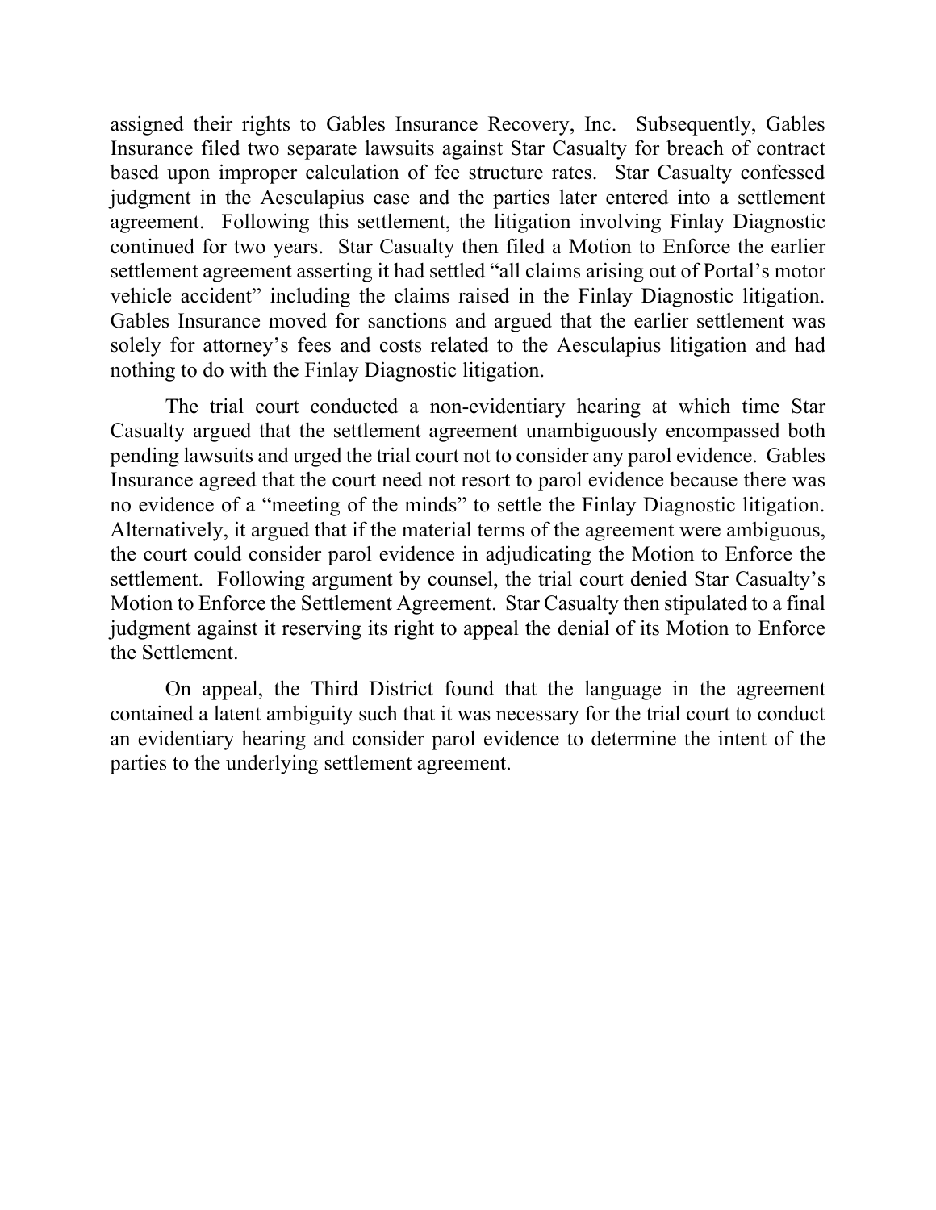assigned their rights to Gables Insurance Recovery, Inc. Subsequently, Gables Insurance filed two separate lawsuits against Star Casualty for breach of contract based upon improper calculation of fee structure rates. Star Casualty confessed judgment in the Aesculapius case and the parties later entered into a settlement agreement. Following this settlement, the litigation involving Finlay Diagnostic continued for two years. Star Casualty then filed a Motion to Enforce the earlier settlement agreement asserting it had settled "all claims arising out of Portal's motor vehicle accident" including the claims raised in the Finlay Diagnostic litigation. Gables Insurance moved for sanctions and argued that the earlier settlement was solely for attorney's fees and costs related to the Aesculapius litigation and had nothing to do with the Finlay Diagnostic litigation.

The trial court conducted a non-evidentiary hearing at which time Star Casualty argued that the settlement agreement unambiguously encompassed both pending lawsuits and urged the trial court not to consider any parol evidence. Gables Insurance agreed that the court need not resort to parol evidence because there was no evidence of a "meeting of the minds" to settle the Finlay Diagnostic litigation. Alternatively, it argued that if the material terms of the agreement were ambiguous, the court could consider parol evidence in adjudicating the Motion to Enforce the settlement. Following argument by counsel, the trial court denied Star Casualty's Motion to Enforce the Settlement Agreement. Star Casualty then stipulated to a final judgment against it reserving its right to appeal the denial of its Motion to Enforce the Settlement.

On appeal, the Third District found that the language in the agreement contained a latent ambiguity such that it was necessary for the trial court to conduct an evidentiary hearing and consider parol evidence to determine the intent of the parties to the underlying settlement agreement.